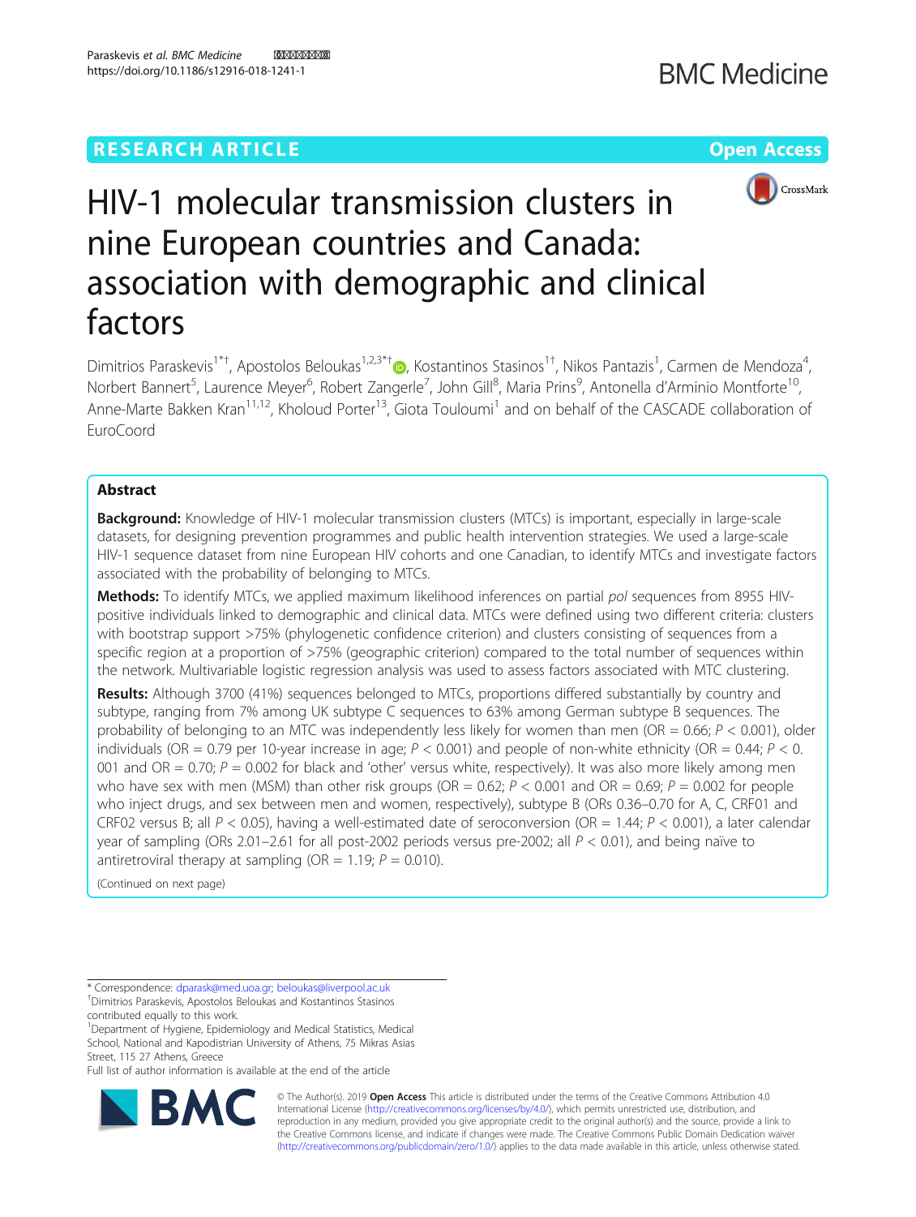**RESEARCH ARTICLE** **Open Access**

# HIV-1 molecular transmission clusters in nine European countries and Canada: association with demographic and clinical factors

Dimitrios Paraskevis[1*†], Apostolos Beloukas[1,2,3*†], Kostantinos Stasinos[1†], Nikos Pantazis[1], Carmen de Mendoza[4], Norbert Bannert[5], Laurence Meyer[6], Robert Zangerle[7], John Gill[8], Maria Prins[9], Antonella d'Arminio Montforte[10], Anne-Marte Bakken Kran[11,12], Kholoud Porter[13], Giota Touloumi[1] and on behalf of the CASCADE collaboration of EuroCoord

## Abstract

**Background:** Knowledge of HIV-1 molecular transmission clusters (MTCs) is important, especially in large-scale datasets, for designing prevention programmes and public health intervention strategies. We used a large-scale HIV-1 sequence dataset from nine European HIV cohorts and one Canadian, to identify MTCs and investigate factors associated with the probability of belonging to MTCs.

**Methods:** To identify MTCs, we applied maximum likelihood inferences on partial *pol* sequences from 8955 HIV-positive individuals linked to demographic and clinical data. MTCs were defined using two different criteria: clusters with bootstrap support >75% (phylogenetic confidence criterion) and clusters consisting of sequences from a specific region at a proportion of >75% (geographic criterion) compared to the total number of sequences within the network. Multivariable logistic regression analysis was used to assess factors associated with MTC clustering.

**Results:** Although 3700 (41%) sequences belonged to MTCs, proportions differed substantially by country and subtype, ranging from 7% among UK subtype C sequences to 63% among German subtype B sequences. The probability of belonging to an MTC was independently less likely for women than men (OR = 0.66; $P < 0.001$), older individuals (OR = 0.79 per 10-year increase in age; $P < 0.001$) and people of non-white ethnicity (OR = 0.44; $P < 0.001$ and OR = 0.70; $P = 0.002$ for black and 'other' versus white, respectively). It was also more likely among men who have sex with men (MSM) than other risk groups (OR = 0.62; $P < 0.001$ and OR = 0.69; $P = 0.002$ for people who inject drugs, and sex between men and women, respectively), subtype B (ORs 0.36–0.70 for A, C, CRF01 and CRF02 versus B; all $P < 0.05$), having a well-estimated date of seroconversion (OR = 1.44; $P < 0.001$), a later calendar year of sampling (ORs 2.01–2.61 for all post-2002 periods versus pre-2002; all $P < 0.01$), and being naïve to antiretroviral therapy at sampling (OR = 1.19; $P = 0.010$).

(Continued on next page)

---

* Correspondence: dparask@med.uoa.gr; beloukas@liverpool.ac.uk

†Dimitrios Paraskevis, Apostolos Beloukas and Kostantinos Stasinos contributed equally to this work.

[1]Department of Hygiene, Epidemiology and Medical Statistics, Medical School, National and Kapodistrian University of Athens, 75 Mikras Asias Street, 115 27 Athens, Greece

Full list of author information is available at the end of the article

© The Author(s). 2019 **Open Access** This article is distributed under the terms of the Creative Commons Attribution 4.0 International License (http://creativecommons.org/licenses/by/4.0/), which permits unrestricted use, distribution, and reproduction in any medium, provided you give appropriate credit to the original author(s) and the source, provide a link to the Creative Commons license, and indicate if changes were made. The Creative Commons Public Domain Dedication waiver (http://creativecommons.org/publicdomain/zero/1.0/) applies to the data made available in this article, unless otherwise stated.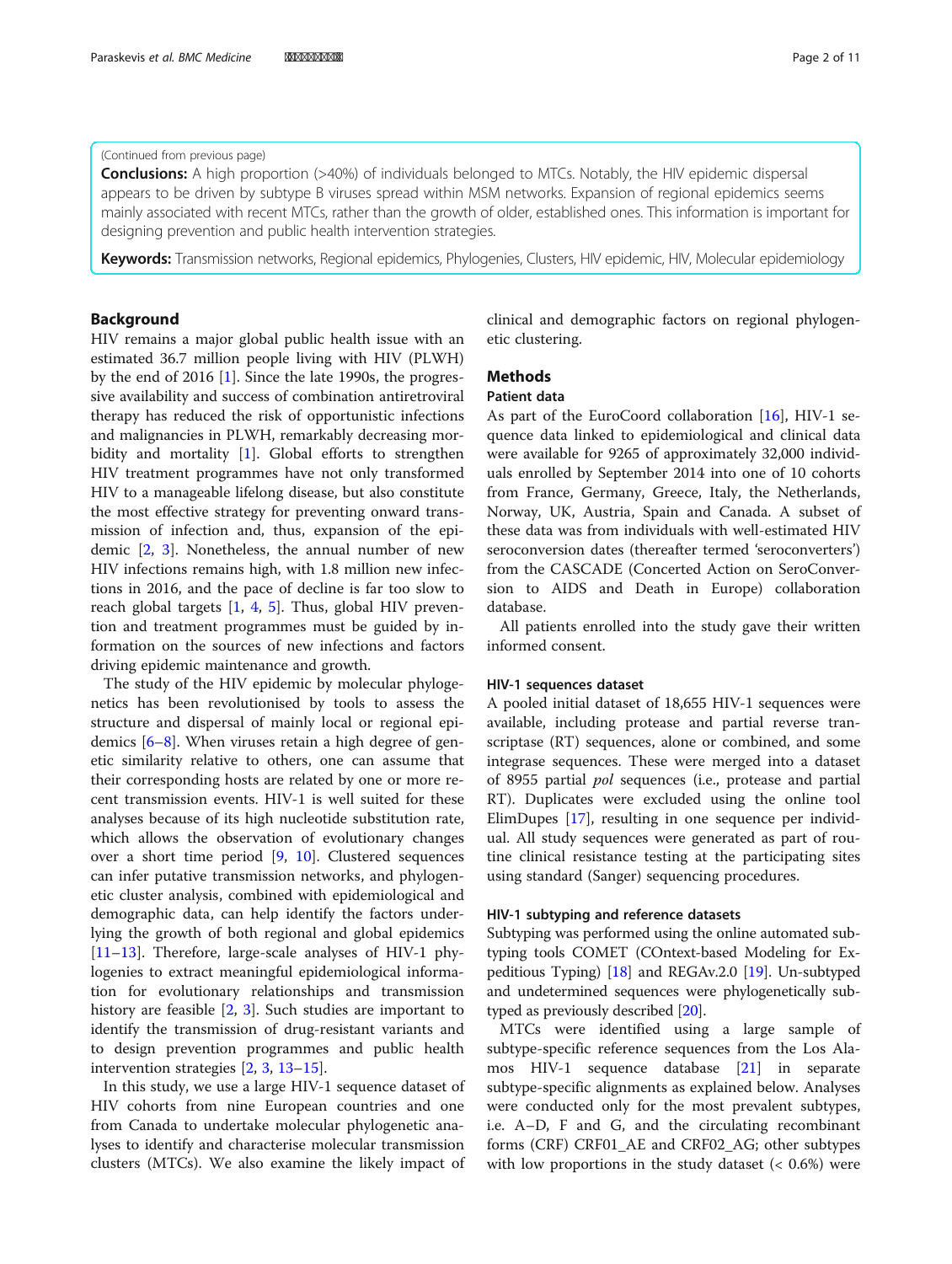(Continued from previous page)

**Conclusions:** A high proportion (>40%) of individuals belonged to MTCs. Notably, the HIV epidemic dispersal appears to be driven by subtype B viruses spread within MSM networks. Expansion of regional epidemics seems mainly associated with recent MTCs, rather than the growth of older, established ones. This information is important for designing prevention and public health intervention strategies.

**Keywords:** Transmission networks, Regional epidemics, Phylogenies, Clusters, HIV epidemic, HIV, Molecular epidemiology

## Background

HIV remains a major global public health issue with an estimated 36.7 million people living with HIV (PLWH) by the end of 2016 [1]. Since the late 1990s, the progressive availability and success of combination antiretroviral therapy has reduced the risk of opportunistic infections and malignancies in PLWH, remarkably decreasing morbidity and mortality [1]. Global efforts to strengthen HIV treatment programmes have not only transformed HIV to a manageable lifelong disease, but also constitute the most effective strategy for preventing onward transmission of infection and, thus, expansion of the epidemic [2, 3]. Nonetheless, the annual number of new HIV infections remains high, with 1.8 million new infections in 2016, and the pace of decline is far too slow to reach global targets [1, 4, 5]. Thus, global HIV prevention and treatment programmes must be guided by information on the sources of new infections and factors driving epidemic maintenance and growth.

The study of the HIV epidemic by molecular phylogenetics has been revolutionised by tools to assess the structure and dispersal of mainly local or regional epidemics [6–8]. When viruses retain a high degree of genetic similarity relative to others, one can assume that their corresponding hosts are related by one or more recent transmission events. HIV-1 is well suited for these analyses because of its high nucleotide substitution rate, which allows the observation of evolutionary changes over a short time period [9, 10]. Clustered sequences can infer putative transmission networks, and phylogenetic cluster analysis, combined with epidemiological and demographic data, can help identify the factors underlying the growth of both regional and global epidemics [11–13]. Therefore, large-scale analyses of HIV-1 phylogenies to extract meaningful epidemiological information for evolutionary relationships and transmission history are feasible [2, 3]. Such studies are important to identify the transmission of drug-resistant variants and to design prevention programmes and public health intervention strategies [2, 3, 13–15].

In this study, we use a large HIV-1 sequence dataset of HIV cohorts from nine European countries and one from Canada to undertake molecular phylogenetic analyses to identify and characterise molecular transmission clusters (MTCs). We also examine the likely impact of clinical and demographic factors on regional phylogenetic clustering.

## Methods

### Patient data

As part of the EuroCoord collaboration [16], HIV-1 sequence data linked to epidemiological and clinical data were available for 9265 of approximately 32,000 individuals enrolled by September 2014 into one of 10 cohorts from France, Germany, Greece, Italy, the Netherlands, Norway, UK, Austria, Spain and Canada. A subset of these data was from individuals with well-estimated HIV seroconversion dates (thereafter termed 'seroconverters') from the CASCADE (Concerted Action on SeroConversion to AIDS and Death in Europe) collaboration database.

All patients enrolled into the study gave their written informed consent.

#### HIV-1 sequences dataset

A pooled initial dataset of 18,655 HIV-1 sequences were available, including protease and partial reverse transcriptase (RT) sequences, alone or combined, and some integrase sequences. These were merged into a dataset of 8955 partial *pol* sequences (i.e., protease and partial RT). Duplicates were excluded using the online tool ElimDupes [17], resulting in one sequence per individual. All study sequences were generated as part of routine clinical resistance testing at the participating sites using standard (Sanger) sequencing procedures.

#### HIV-1 subtyping and reference datasets

Subtyping was performed using the online automated subtyping tools COMET (COntext-based Modeling for Expeditious Typing) [18] and REGAv.2.0 [19]. Un-subtyped and undetermined sequences were phylogenetically subtyped as previously described [20].

MTCs were identified using a large sample of subtype-specific reference sequences from the Los Alamos HIV-1 sequence database [21] in separate subtype-specific alignments as explained below. Analyses were conducted only for the most prevalent subtypes, i.e. A–D, F and G, and the circulating recombinant forms (CRF) CRF01_AE and CRF02_AG; other subtypes with low proportions in the study dataset (< 0.6%) were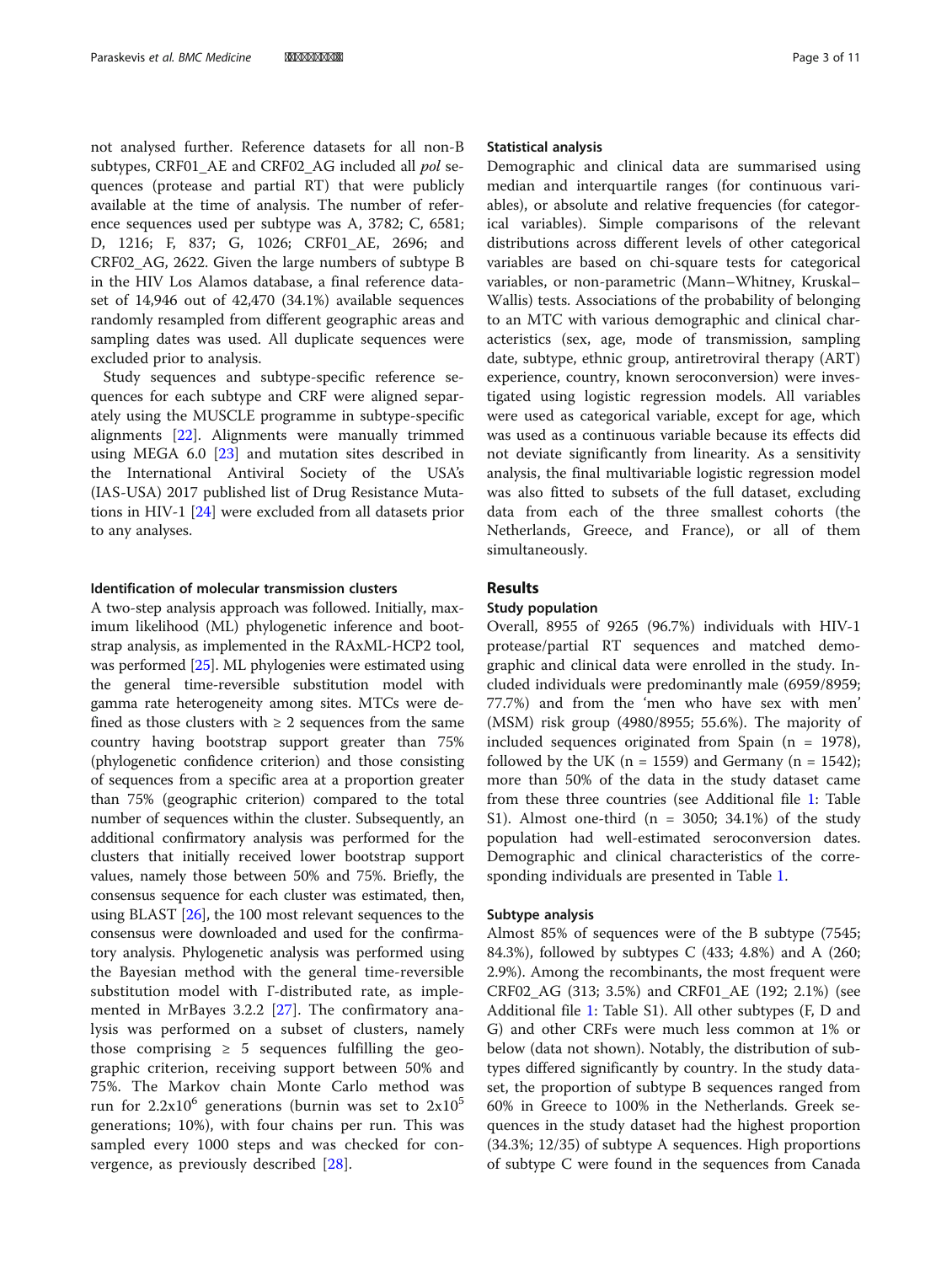not analysed further. Reference datasets for all non-B subtypes, CRF01_AE and CRF02_AG included all *pol* sequences (protease and partial RT) that were publicly available at the time of analysis. The number of reference sequences used per subtype was A, 3782; C, 6581; D, 1216; F, 837; G, 1026; CRF01_AE, 2696; and CRF02_AG, 2622. Given the large numbers of subtype B in the HIV Los Alamos database, a final reference dataset of 14,946 out of 42,470 (34.1%) available sequences randomly resampled from different geographic areas and sampling dates was used. All duplicate sequences were excluded prior to analysis.

Study sequences and subtype-specific reference sequences for each subtype and CRF were aligned separately using the MUSCLE programme in subtype-specific alignments [22]. Alignments were manually trimmed using MEGA 6.0 [23] and mutation sites described in the International Antiviral Society of the USA's (IAS-USA) 2017 published list of Drug Resistance Mutations in HIV-1 [24] were excluded from all datasets prior to any analyses.

### Identification of molecular transmission clusters

A two-step analysis approach was followed. Initially, maximum likelihood (ML) phylogenetic inference and bootstrap analysis, as implemented in the RAxML-HCP2 tool, was performed [25]. ML phylogenies were estimated using the general time-reversible substitution model with gamma rate heterogeneity among sites. MTCs were defined as those clusters with ≥ 2 sequences from the same country having bootstrap support greater than 75% (phylogenetic confidence criterion) and those consisting of sequences from a specific area at a proportion greater than 75% (geographic criterion) compared to the total number of sequences within the cluster. Subsequently, an additional confirmatory analysis was performed for the clusters that initially received lower bootstrap support values, namely those between 50% and 75%. Briefly, the consensus sequence for each cluster was estimated, then, using BLAST [26], the 100 most relevant sequences to the consensus were downloaded and used for the confirmatory analysis. Phylogenetic analysis was performed using the Bayesian method with the general time-reversible substitution model with Γ-distributed rate, as implemented in MrBayes 3.2.2 [27]. The confirmatory analysis was performed on a subset of clusters, namely those comprising ≥ 5 sequences fulfilling the geographic criterion, receiving support between 50% and 75%. The Markov chain Monte Carlo method was run for $2.2\text{x}10^6$ generations (burnin was set to $2\text{x}10^5$ generations; 10%), with four chains per run. This was sampled every 1000 steps and was checked for convergence, as previously described [28].

### Statistical analysis

Demographic and clinical data are summarised using median and interquartile ranges (for continuous variables), or absolute and relative frequencies (for categorical variables). Simple comparisons of the relevant distributions across different levels of other categorical variables are based on chi-square tests for categorical variables, or non-parametric (Mann–Whitney, Kruskal–Wallis) tests. Associations of the probability of belonging to an MTC with various demographic and clinical characteristics (sex, age, mode of transmission, sampling date, subtype, ethnic group, antiretroviral therapy (ART) experience, country, known seroconversion) were investigated using logistic regression models. All variables were used as categorical variable, except for age, which was used as a continuous variable because its effects did not deviate significantly from linearity. As a sensitivity analysis, the final multivariable logistic regression model was also fitted to subsets of the full dataset, excluding data from each of the three smallest cohorts (the Netherlands, Greece, and France), or all of them simultaneously.

## Results

### Study population

Overall, 8955 of 9265 (96.7%) individuals with HIV-1 protease/partial RT sequences and matched demographic and clinical data were enrolled in the study. Included individuals were predominantly male (6959/8959; 77.7%) and from the 'men who have sex with men' (MSM) risk group (4980/8955; 55.6%). The majority of included sequences originated from Spain (n = 1978), followed by the UK (n = 1559) and Germany (n = 1542); more than 50% of the data in the study dataset came from these three countries (see Additional file 1: Table S1). Almost one-third (n = 3050; 34.1%) of the study population had well-estimated seroconversion dates. Demographic and clinical characteristics of the corresponding individuals are presented in Table 1.

### Subtype analysis

Almost 85% of sequences were of the B subtype (7545; 84.3%), followed by subtypes C (433; 4.8%) and A (260; 2.9%). Among the recombinants, the most frequent were CRF02_AG (313; 3.5%) and CRF01_AE (192; 2.1%) (see Additional file 1: Table S1). All other subtypes (F, D and G) and other CRFs were much less common at 1% or below (data not shown). Notably, the distribution of subtypes differed significantly by country. In the study dataset, the proportion of subtype B sequences ranged from 60% in Greece to 100% in the Netherlands. Greek sequences in the study dataset had the highest proportion (34.3%; 12/35) of subtype A sequences. High proportions of subtype C were found in the sequences from Canada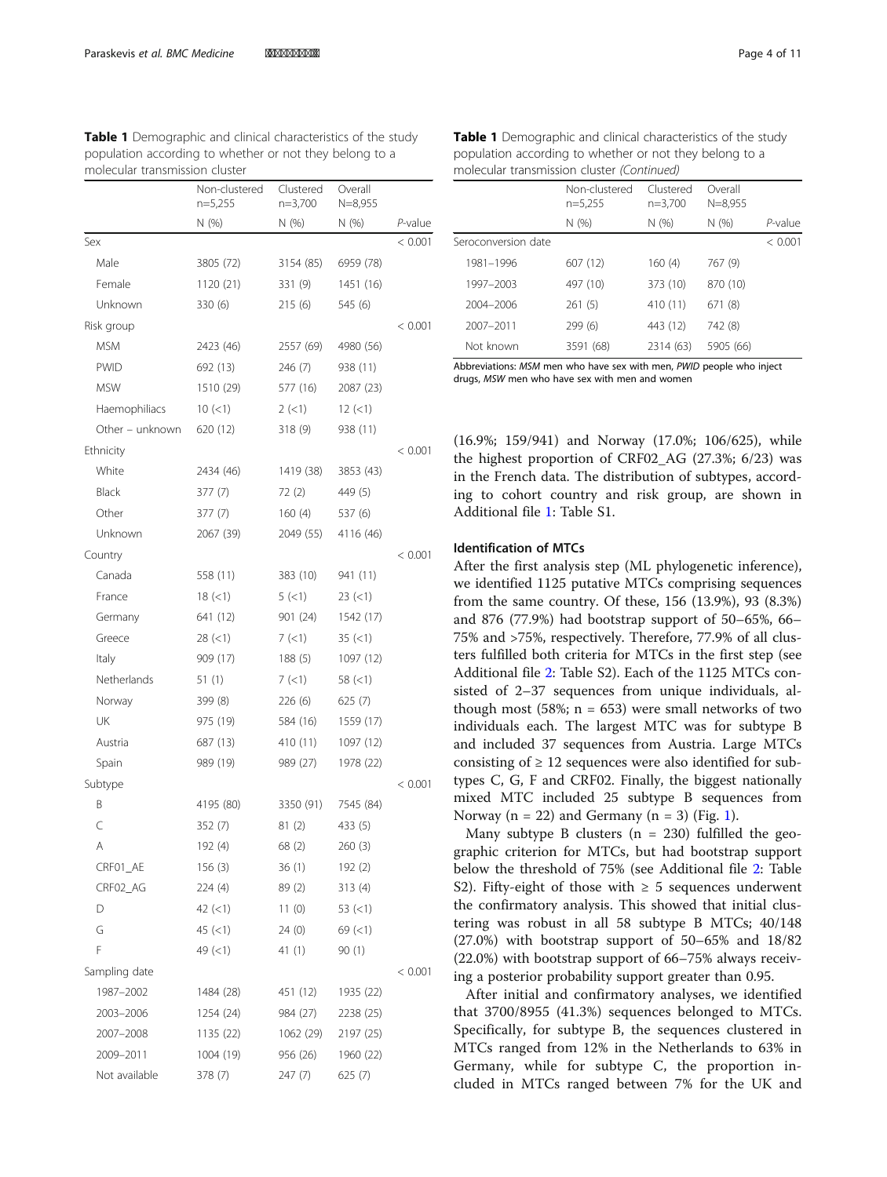**Table 1** Demographic and clinical characteristics of the study population according to whether or not they belong to a molecular transmission cluster

| | Non-clustered n=5,255 | Clustered n=3,700 | Overall N=8,955 | |
|---|---|---|---|---|
| | N (%) | N (%) | N (%) | *P*-value |
| Sex | | | | < 0.001 |
| Male | 3805 (72) | 3154 (85) | 6959 (78) | |
| Female | 1120 (21) | 331 (9) | 1451 (16) | |
| Unknown | 330 (6) | 215 (6) | 545 (6) | |
| Risk group | | | | < 0.001 |
| MSM | 2423 (46) | 2557 (69) | 4980 (56) | |
| PWID | 692 (13) | 246 (7) | 938 (11) | |
| MSW | 1510 (29) | 577 (16) | 2087 (23) | |
| Haemophiliacs | 10 (<1) | 2 (<1) | 12 (<1) | |
| Other – unknown | 620 (12) | 318 (9) | 938 (11) | |
| Ethnicity | | | | < 0.001 |
| White | 2434 (46) | 1419 (38) | 3853 (43) | |
| Black | 377 (7) | 72 (2) | 449 (5) | |
| Other | 377 (7) | 160 (4) | 537 (6) | |
| Unknown | 2067 (39) | 2049 (55) | 4116 (46) | |
| Country | | | | < 0.001 |
| Canada | 558 (11) | 383 (10) | 941 (11) | |
| France | 18 (<1) | 5 (<1) | 23 (<1) | |
| Germany | 641 (12) | 901 (24) | 1542 (17) | |
| Greece | 28 (<1) | 7 (<1) | 35 (<1) | |
| Italy | 909 (17) | 188 (5) | 1097 (12) | |
| Netherlands | 51 (1) | 7 (<1) | 58 (<1) | |
| Norway | 399 (8) | 226 (6) | 625 (7) | |
| UK | 975 (19) | 584 (16) | 1559 (17) | |
| Austria | 687 (13) | 410 (11) | 1097 (12) | |
| Spain | 989 (19) | 989 (27) | 1978 (22) | |
| Subtype | | | | < 0.001 |
| B | 4195 (80) | 3350 (91) | 7545 (84) | |
| C | 352 (7) | 81 (2) | 433 (5) | |
| A | 192 (4) | 68 (2) | 260 (3) | |
| CRF01_AE | 156 (3) | 36 (1) | 192 (2) | |
| CRF02_AG | 224 (4) | 89 (2) | 313 (4) | |
| D | 42 (<1) | 11 (0) | 53 (<1) | |
| G | 45 (<1) | 24 (0) | 69 (<1) | |
| F | 49 (<1) | 41 (1) | 90 (1) | |
| Sampling date | | | | < 0.001 |
| 1987–2002 | 1484 (28) | 451 (12) | 1935 (22) | |
| 2003–2006 | 1254 (24) | 984 (27) | 2238 (25) | |
| 2007–2008 | 1135 (22) | 1062 (29) | 2197 (25) | |
| 2009–2011 | 1004 (19) | 956 (26) | 1960 (22) | |
| Not available | 378 (7) | 247 (7) | 625 (7) | |
| Seroconversion date | | | | < 0.001 |
| 1981–1996 | 607 (12) | 160 (4) | 767 (9) | |
| 1997–2003 | 497 (10) | 373 (10) | 870 (10) | |
| 2004–2006 | 261 (5) | 410 (11) | 671 (8) | |
| 2007–2011 | 299 (6) | 443 (12) | 742 (8) | |
| Not known | 3591 (68) | 2314 (63) | 5905 (66) | |

Abbreviations: *MSM* men who have sex with men, *PWID* people who inject drugs, *MSW* men who have sex with men and women

(16.9%; 159/941) and Norway (17.0%; 106/625), while the highest proportion of CRF02_AG (27.3%; 6/23) was in the French data. The distribution of subtypes, according to cohort country and risk group, are shown in Additional file 1: Table S1.

### Identification of MTCs

After the first analysis step (ML phylogenetic inference), we identified 1125 putative MTCs comprising sequences from the same country. Of these, 156 (13.9%), 93 (8.3%) and 876 (77.9%) had bootstrap support of 50–65%, 66–75% and >75%, respectively. Therefore, 77.9% of all clusters fulfilled both criteria for MTCs in the first step (see Additional file 2: Table S2). Each of the 1125 MTCs consisted of 2–37 sequences from unique individuals, although most (58%; n = 653) were small networks of two individuals each. The largest MTC was for subtype B and included 37 sequences from Austria. Large MTCs consisting of ≥ 12 sequences were also identified for subtypes C, G, F and CRF02. Finally, the biggest nationally mixed MTC included 25 subtype B sequences from Norway (n = 22) and Germany (n = 3) (Fig. 1).

Many subtype B clusters (n = 230) fulfilled the geographic criterion for MTCs, but had bootstrap support below the threshold of 75% (see Additional file 2: Table S2). Fifty-eight of those with ≥ 5 sequences underwent the confirmatory analysis. This showed that initial clustering was robust in all 58 subtype B MTCs; 40/148 (27.0%) with bootstrap support of 50–65% and 18/82 (22.0%) with bootstrap support of 66–75% always receiving a posterior probability support greater than 0.95.

After initial and confirmatory analyses, we identified that 3700/8955 (41.3%) sequences belonged to MTCs. Specifically, for subtype B, the sequences clustered in MTCs ranged from 12% in the Netherlands to 63% in Germany, while for subtype C, the proportion included in MTCs ranged between 7% for the UK and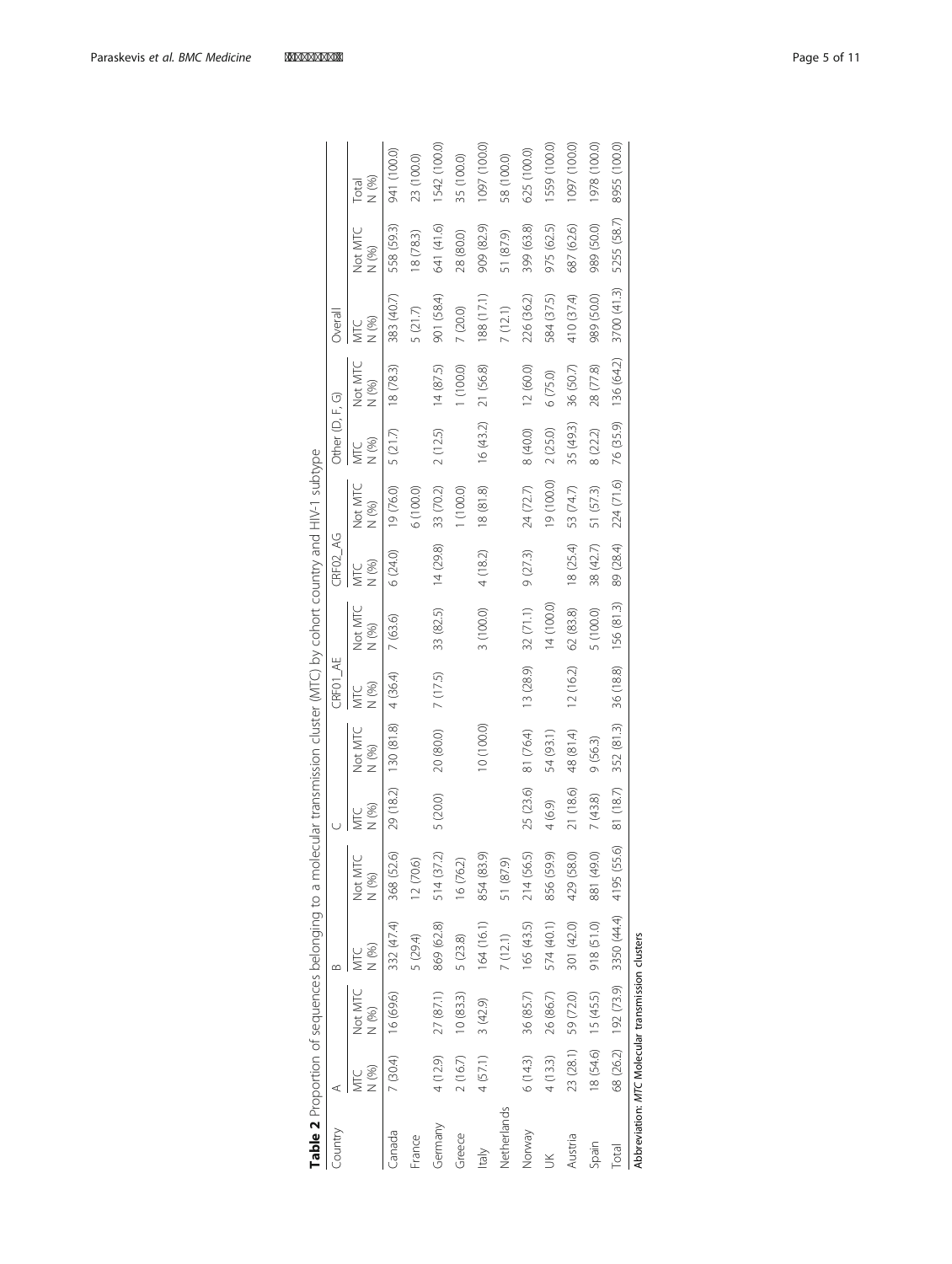**Table 2** Proportion of sequences belonging to a molecular transmission cluster (MTC) by cohort country and HIV-1 subtype

| Country | A | | B | | C | | CRF01_AE | | CRF02_AG | | Other (D, F, G) | | Overall | | |
|---|---|---|---|---|---|---|---|---|---|---|---|---|---|---|---|
| | MTC N (%) | Not MTC N (%) | MTC N (%) | Not MTC N (%) | MTC N (%) | Not MTC N (%) | MTC N (%) | Not MTC N (%) | MTC N (%) | Not MTC N (%) | MTC N (%) | Not MTC N (%) | MTC N (%) | Not MTC N (%) | Total N (%) |
| Canada | 7 (30.4) | 16 (69.6) | 332 (47.4) | 368 (52.6) | 29 (18.2) | 130 (81.8) | 4 (36.4) | 7 (63.6) | 6 (24.0) | 19 (76.0) | 5 (21.7) | 18 (78.3) | 383 (40.7) | 558 (59.3) | 941 (100.0) |
| France | | | 5 (29.4) | 12 (70.6) | | | | | | 6 (100.0) | | | 5 (21.7) | 18 (78.3) | 23 (100.0) |
| Germany | 4 (12.9) | 27 (87.1) | 869 (62.8) | 514 (37.2) | 5 (20.0) | 20 (80.0) | 7 (17.5) | 33 (82.5) | 14 (29.8) | 33 (70.2) | 2 (12.5) | 14 (87.5) | 901 (58.4) | 641 (41.6) | 1542 (100.0) |
| Greece | 2 (16.7) | 10 (83.3) | 5 (23.8) | 16 (76.2) | | | | | | 1 (100.0) | | 1 (100.0) | 7 (20.0) | 28 (80.0) | 35 (100.0) |
| Italy | 4 (57.1) | 3 (42.9) | 164 (16.1) | 854 (83.9) | | 10 (100.0) | | 3 (100.0) | 4 (18.2) | 18 (81.8) | 16 (43.2) | 21 (56.8) | 188 (17.1) | 909 (82.9) | 1097 (100.0) |
| Netherlands | | | 7 (12.1) | 51 (87.9) | | | | | | | | | 7 (12.1) | 51 (87.9) | 58 (100.0) |
| Norway | 6 (14.3) | 36 (85.7) | 165 (43.5) | 214 (56.5) | 25 (23.6) | 81 (76.4) | 13 (28.9) | 32 (71.1) | 9 (27.3) | 24 (72.7) | 8 (40.0) | 12 (60.0) | 226 (36.2) | 399 (63.8) | 625 (100.0) |
| UK | 4 (13.3) | 26 (86.7) | 574 (40.1) | 856 (59.9) | 4 (6.9) | 54 (93.1) | | 14 (100.0) | | 19 (100.0) | 2 (25.0) | 6 (75.0) | 584 (37.5) | 975 (62.5) | 1559 (100.0) |
| Austria | 23 (28.1) | 59 (72.0) | 301 (42.0) | 429 (58.0) | 21 (18.6) | 48 (81.4) | 12 (16.2) | 62 (83.8) | 18 (25.4) | 53 (74.7) | 35 (49.3) | 36 (50.7) | 410 (37.4) | 687 (62.6) | 1097 (100.0) |
| Spain | 18 (54.6) | 15 (45.5) | 918 (51.0) | 881 (49.0) | 7 (43.8) | 9 (56.3) | | 5 (100.0) | 38 (42.7) | 51 (57.3) | 8 (22.2) | 28 (77.8) | 989 (50.0) | 989 (50.0) | 1978 (100.0) |
| Total | 68 (26.2) | 192 (73.9) | 3350 (44.4) | 4195 (55.6) | 81 (18.7) | 352 (81.3) | 36 (18.8) | 156 (81.3) | 89 (28.4) | 224 (71.6) | 76 (35.9) | 136 (64.2) | 3700 (41.3) | 5255 (58.7) | 8955 (100.0) |

Abbreviation: *MTC* Molecular transmission clusters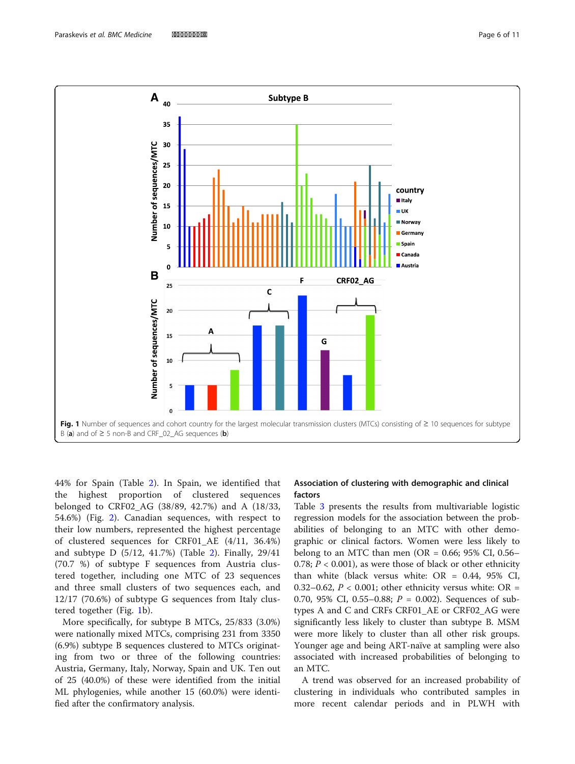Fig. 1 Number of sequences and cohort country for the largest molecular transmission clusters (MTCs) consisting of ≥ 10 sequences for subtype B (**a**) and of ≥ 5 non-B and CRF_02_AG sequences (**b**)

44% for Spain (Table 2). In Spain, we identified that the highest proportion of clustered sequences belonged to CRF02_AG (38/89, 42.7%) and A (18/33, 54.6%) (Fig. 2). Canadian sequences, with respect to their low numbers, represented the highest percentage of clustered sequences for CRF01_AE (4/11, 36.4%) and subtype D (5/12, 41.7%) (Table 2). Finally, 29/41 (70.7 %) of subtype F sequences from Austria clustered together, including one MTC of 23 sequences and three small clusters of two sequences each, and 12/17 (70.6%) of subtype G sequences from Italy clustered together (Fig. 1b).

More specifically, for subtype B MTCs, 25/833 (3.0%) were nationally mixed MTCs, comprising 231 from 3350 (6.9%) subtype B sequences clustered to MTCs originating from two or three of the following countries: Austria, Germany, Italy, Norway, Spain and UK. Ten out of 25 (40.0%) of these were identified from the initial ML phylogenies, while another 15 (60.0%) were identified after the confirmatory analysis.

### Association of clustering with demographic and clinical factors

Table 3 presents the results from multivariable logistic regression models for the association between the probabilities of belonging to an MTC with other demographic or clinical factors. Women were less likely to belong to an MTC than men (OR = 0.66; 95% CI, 0.56–0.78; $P < 0.001$), as were those of black or other ethnicity than white (black versus white: OR = 0.44, 95% CI, 0.32–0.62, $P < 0.001$; other ethnicity versus white: OR = 0.70, 95% CI, 0.55–0.88; $P = 0.002$). Sequences of subtypes A and C and CRFs CRF01_AE or CRF02_AG were significantly less likely to cluster than subtype B. MSM were more likely to cluster than all other risk groups. Younger age and being ART-naïve at sampling were also associated with increased probabilities of belonging to an MTC.

A trend was observed for an increased probability of clustering in individuals who contributed samples in more recent calendar periods and in PLWH with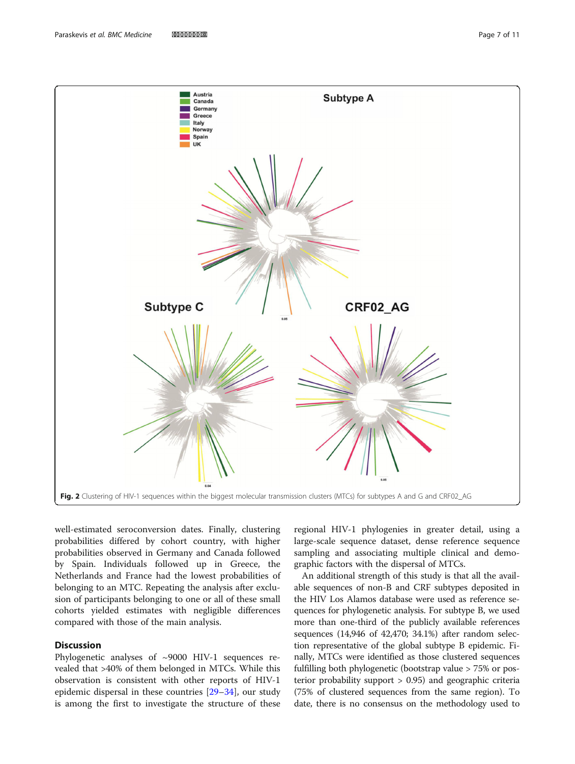Fig. 2 Clustering of HIV-1 sequences within the biggest molecular transmission clusters (MTCs) for subtypes A and G and CRF02_AG

well-estimated seroconversion dates. Finally, clustering probabilities differed by cohort country, with higher probabilities observed in Germany and Canada followed by Spain. Individuals followed up in Greece, the Netherlands and France had the lowest probabilities of belonging to an MTC. Repeating the analysis after exclusion of participants belonging to one or all of these small cohorts yielded estimates with negligible differences compared with those of the main analysis.

## Discussion

Phylogenetic analyses of ~9000 HIV-1 sequences revealed that >40% of them belonged in MTCs. While this observation is consistent with other reports of HIV-1 epidemic dispersal in these countries [29–34], our study is among the first to investigate the structure of these regional HIV-1 phylogenies in greater detail, using a large-scale sequence dataset, dense reference sequence sampling and associating multiple clinical and demographic factors with the dispersal of MTCs.

An additional strength of this study is that all the available sequences of non-B and CRF subtypes deposited in the HIV Los Alamos database were used as reference sequences for phylogenetic analysis. For subtype B, we used more than one-third of the publicly available references sequences (14,946 of 42,470; 34.1%) after random selection representative of the global subtype B epidemic. Finally, MTCs were identified as those clustered sequences fulfilling both phylogenetic (bootstrap value > 75% or posterior probability support > 0.95) and geographic criteria (75% of clustered sequences from the same region). To date, there is no consensus on the methodology used to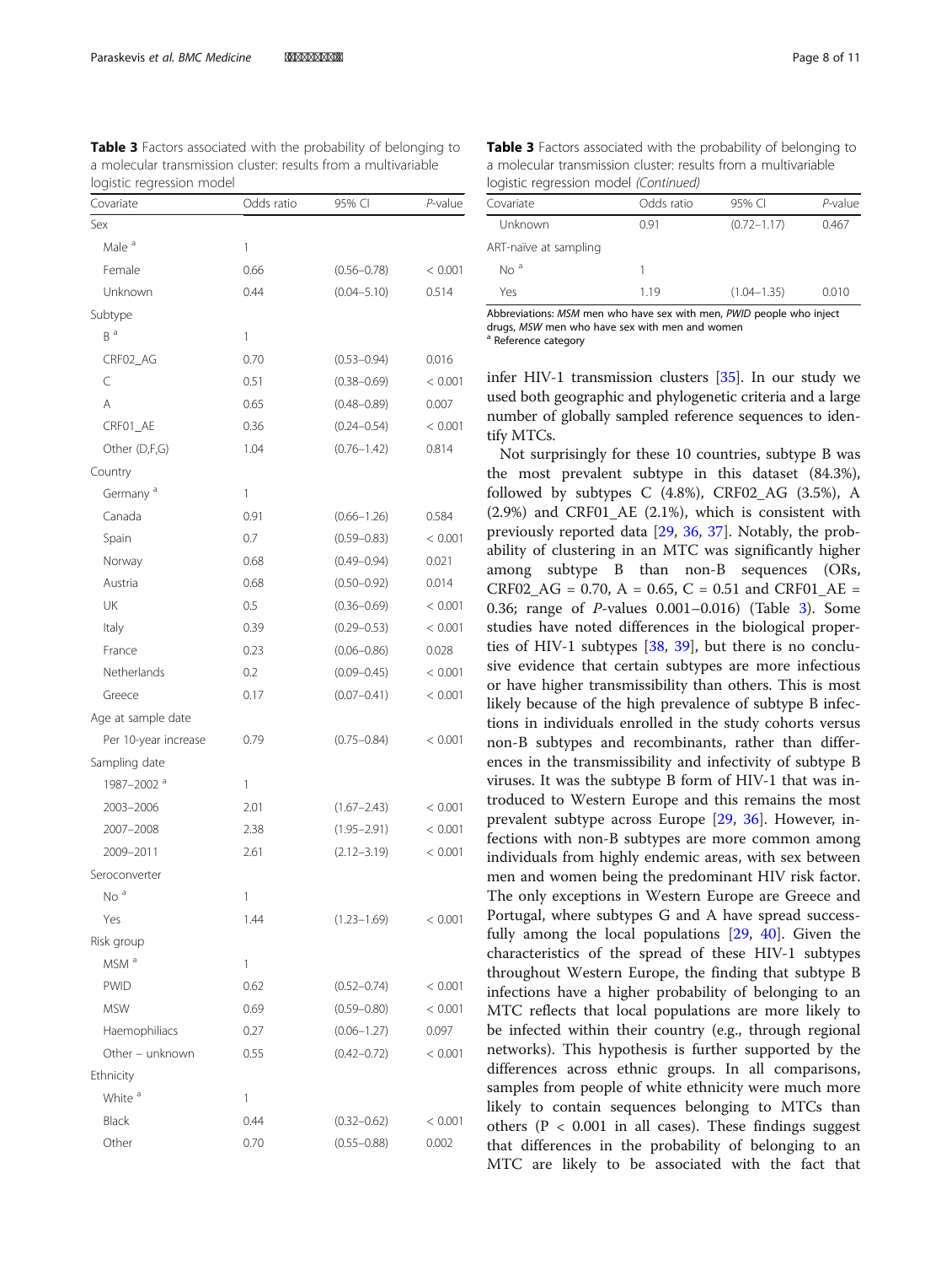**Table 3** Factors associated with the probability of belonging to a molecular transmission cluster: results from a multivariable logistic regression model

| Covariate | Odds ratio | 95% CI | *P*-value |
|---|---|---|---|
| Sex | | | |
| Male [a] | 1 | | |
| Female | 0.66 | (0.56–0.78) | < 0.001 |
| Unknown | 0.44 | (0.04–5.10) | 0.514 |
| Subtype | | | |
| B [a] | 1 | | |
| CRF02_AG | 0.70 | (0.53–0.94) | 0.016 |
| C | 0.51 | (0.38–0.69) | < 0.001 |
| A | 0.65 | (0.48–0.89) | 0.007 |
| CRF01_AE | 0.36 | (0.24–0.54) | < 0.001 |
| Other (D,F,G) | 1.04 | (0.76–1.42) | 0.814 |
| Country | | | |
| Germany [a] | 1 | | |
| Canada | 0.91 | (0.66–1.26) | 0.584 |
| Spain | 0.7 | (0.59–0.83) | < 0.001 |
| Norway | 0.68 | (0.49–0.94) | 0.021 |
| Austria | 0.68 | (0.50–0.92) | 0.014 |
| UK | 0.5 | (0.36–0.69) | < 0.001 |
| Italy | 0.39 | (0.29–0.53) | < 0.001 |
| France | 0.23 | (0.06–0.86) | 0.028 |
| Netherlands | 0.2 | (0.09–0.45) | < 0.001 |
| Greece | 0.17 | (0.07–0.41) | < 0.001 |
| Age at sample date | | | |
| Per 10-year increase | 0.79 | (0.75–0.84) | < 0.001 |
| Sampling date | | | |
| 1987–2002 [a] | 1 | | |
| 2003–2006 | 2.01 | (1.67–2.43) | < 0.001 |
| 2007–2008 | 2.38 | (1.95–2.91) | < 0.001 |
| 2009–2011 | 2.61 | (2.12–3.19) | < 0.001 |
| Seroconverter | | | |
| No [a] | 1 | | |
| Yes | 1.44 | (1.23–1.69) | < 0.001 |
| Risk group | | | |
| MSM [a] | 1 | | |
| PWID | 0.62 | (0.52–0.74) | < 0.001 |
| MSW | 0.69 | (0.59–0.80) | < 0.001 |
| Haemophiliacs | 0.27 | (0.06–1.27) | 0.097 |
| Other – unknown | 0.55 | (0.42–0.72) | < 0.001 |
| Ethnicity | | | |
| White [a] | 1 | | |
| Black | 0.44 | (0.32–0.62) | < 0.001 |
| Other | 0.70 | (0.55–0.88) | 0.002 |
| Unknown | 0.91 | (0.72–1.17) | 0.467 |
| ART-naïve at sampling | | | |
| No [a] | 1 | | |
| Yes | 1.19 | (1.04–1.35) | 0.010 |

Abbreviations: *MSM* men who have sex with men, *PWID* people who inject drugs, *MSW* men who have sex with men and women
[a] Reference category

infer HIV-1 transmission clusters [35]. In our study we used both geographic and phylogenetic criteria and a large number of globally sampled reference sequences to identify MTCs.

Not surprisingly for these 10 countries, subtype B was the most prevalent subtype in this dataset (84.3%), followed by subtypes C (4.8%), CRF02_AG (3.5%), A (2.9%) and CRF01_AE (2.1%), which is consistent with previously reported data [29, 36, 37]. Notably, the probability of clustering in an MTC was significantly higher among subtype B than non-B sequences (ORs, CRF02_AG = 0.70, A = 0.65, C = 0.51 and CRF01_AE = 0.36; range of *P*-values 0.001–0.016) (Table 3). Some studies have noted differences in the biological properties of HIV-1 subtypes [38, 39], but there is no conclusive evidence that certain subtypes are more infectious or have higher transmissibility than others. This is most likely because of the high prevalence of subtype B infections in individuals enrolled in the study cohorts versus non-B subtypes and recombinants, rather than differences in the transmissibility and infectivity of subtype B viruses. It was the subtype B form of HIV-1 that was introduced to Western Europe and this remains the most prevalent subtype across Europe [29, 36]. However, infections with non-B subtypes are more common among individuals from highly endemic areas, with sex between men and women being the predominant HIV risk factor. The only exceptions in Western Europe are Greece and Portugal, where subtypes G and A have spread successfully among the local populations [29, 40]. Given the characteristics of the spread of these HIV-1 subtypes throughout Western Europe, the finding that subtype B infections have a higher probability of belonging to an MTC reflects that local populations are more likely to be infected within their country (e.g., through regional networks). This hypothesis is further supported by the differences across ethnic groups. In all comparisons, samples from people of white ethnicity were much more likely to contain sequences belonging to MTCs than others ($P < 0.001$ in all cases). These findings suggest that differences in the probability of belonging to an MTC are likely to be associated with the fact that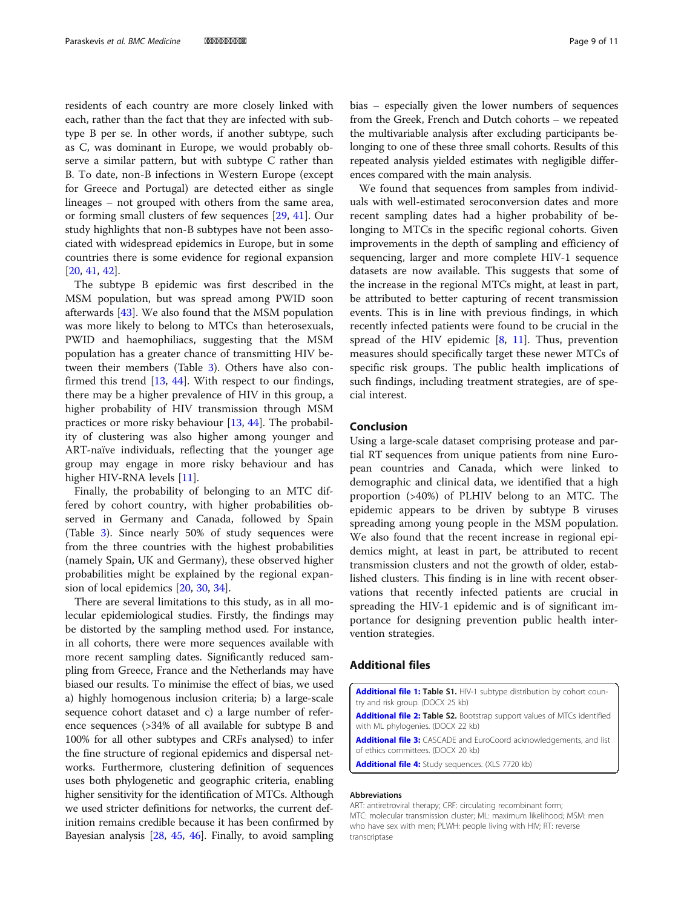residents of each country are more closely linked with each, rather than the fact that they are infected with subtype B per se. In other words, if another subtype, such as C, was dominant in Europe, we would probably observe a similar pattern, but with subtype C rather than B. To date, non-B infections in Western Europe (except for Greece and Portugal) are detected either as single lineages – not grouped with others from the same area, or forming small clusters of few sequences [29, 41]. Our study highlights that non-B subtypes have not been associated with widespread epidemics in Europe, but in some countries there is some evidence for regional expansion [20, 41, 42].

The subtype B epidemic was first described in the MSM population, but was spread among PWID soon afterwards [43]. We also found that the MSM population was more likely to belong to MTCs than heterosexuals, PWID and haemophiliacs, suggesting that the MSM population has a greater chance of transmitting HIV between their members (Table 3). Others have also confirmed this trend [13, 44]. With respect to our findings, there may be a higher prevalence of HIV in this group, a higher probability of HIV transmission through MSM practices or more risky behaviour [13, 44]. The probability of clustering was also higher among younger and ART-naïve individuals, reflecting that the younger age group may engage in more risky behaviour and has higher HIV-RNA levels [11].

Finally, the probability of belonging to an MTC differed by cohort country, with higher probabilities observed in Germany and Canada, followed by Spain (Table 3). Since nearly 50% of study sequences were from the three countries with the highest probabilities (namely Spain, UK and Germany), these observed higher probabilities might be explained by the regional expansion of local epidemics [20, 30, 34].

There are several limitations to this study, as in all molecular epidemiological studies. Firstly, the findings may be distorted by the sampling method used. For instance, in all cohorts, there were more sequences available with more recent sampling dates. Significantly reduced sampling from Greece, France and the Netherlands may have biased our results. To minimise the effect of bias, we used a) highly homogenous inclusion criteria; b) a large-scale sequence cohort dataset and c) a large number of reference sequences (>34% of all available for subtype B and 100% for all other subtypes and CRFs analysed) to infer the fine structure of regional epidemics and dispersal networks. Furthermore, clustering definition of sequences uses both phylogenetic and geographic criteria, enabling higher sensitivity for the identification of MTCs. Although we used stricter definitions for networks, the current definition remains credible because it has been confirmed by Bayesian analysis [28, 45, 46]. Finally, to avoid sampling bias – especially given the lower numbers of sequences from the Greek, French and Dutch cohorts – we repeated the multivariable analysis after excluding participants belonging to one of these three small cohorts. Results of this repeated analysis yielded estimates with negligible differences compared with the main analysis.

We found that sequences from samples from individuals with well-estimated seroconversion dates and more recent sampling dates had a higher probability of belonging to MTCs in the specific regional cohorts. Given improvements in the depth of sampling and efficiency of sequencing, larger and more complete HIV-1 sequence datasets are now available. This suggests that some of the increase in the regional MTCs might, at least in part, be attributed to better capturing of recent transmission events. This is in line with previous findings, in which recently infected patients were found to be crucial in the spread of the HIV epidemic [8, 11]. Thus, prevention measures should specifically target these newer MTCs of specific risk groups. The public health implications of such findings, including treatment strategies, are of special interest.

## Conclusion

Using a large-scale dataset comprising protease and partial RT sequences from unique patients from nine European countries and Canada, which were linked to demographic and clinical data, we identified that a high proportion (>40%) of PLHIV belong to an MTC. The epidemic appears to be driven by subtype B viruses spreading among young people in the MSM population. We also found that the recent increase in regional epidemics might, at least in part, be attributed to recent transmission clusters and not the growth of older, established clusters. This finding is in line with recent observations that recently infected patients are crucial in spreading the HIV-1 epidemic and is of significant importance for designing prevention public health intervention strategies.

## Additional files

**Additional file 1: Table S1.** HIV-1 subtype distribution by cohort country and risk group. (DOCX 25 kb)

**Additional file 2: Table S2.** Bootstrap support values of MTCs identified with ML phylogenies. (DOCX 22 kb)

**Additional file 3:** CASCADE and EuroCoord acknowledgements, and list of ethics committees. (DOCX 20 kb)

**Additional file 4:** Study sequences. (XLS 7720 kb)

#### Abbreviations

ART: antiretroviral therapy; CRF: circulating recombinant form; MTC: molecular transmission cluster; ML: maximum likelihood; MSM: men who have sex with men; PLWH: people living with HIV; RT: reverse transcriptase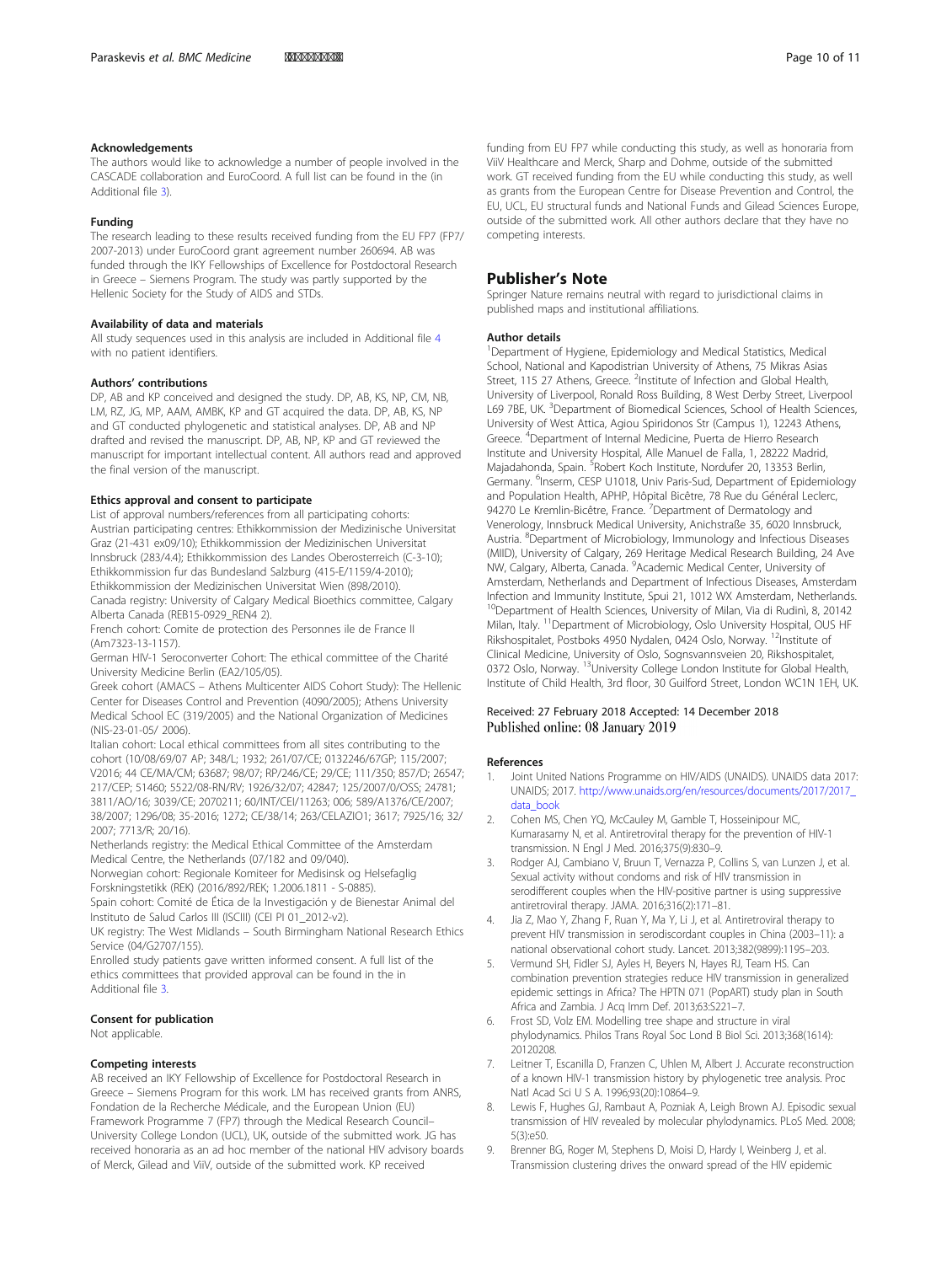### Acknowledgements

The authors would like to acknowledge a number of people involved in the CASCADE collaboration and EuroCoord. A full list can be found in the (in Additional file 3).

### Funding

The research leading to these results received funding from the EU FP7 (FP7/2007-2013) under EuroCoord grant agreement number 260694. AB was funded through the IKY Fellowships of Excellence for Postdoctoral Research in Greece – Siemens Program. The study was partly supported by the Hellenic Society for the Study of AIDS and STDs.

### Availability of data and materials

All study sequences used in this analysis are included in Additional file 4 with no patient identifiers.

### Authors' contributions

DP, AB and KP conceived and designed the study. DP, AB, KS, NP, CM, NB, LM, RZ, JG, MP, AAM, AMBK, KP and GT acquired the data. DP, AB, KS, NP and GT conducted phylogenetic and statistical analyses. DP, AB and NP drafted and revised the manuscript. DP, AB, NP, KP and GT reviewed the manuscript for important intellectual content. All authors read and approved the final version of the manuscript.

### Ethics approval and consent to participate

List of approval numbers/references from all participating cohorts:
Austrian participating centres: Ethikkommission der Medizinische Universitat Graz (21-431 ex09/10); Ethikkommission der Medizinischen Universitat Innsbruck (283/4.4); Ethikkommission des Landes Oberosterreich (C-3-10); Ethikkommission fur das Bundesland Salzburg (415-E/1159/4-2010); Ethikkommission der Medizinischen Universitat Wien (898/2010).
Canada registry: University of Calgary Medical Bioethics committee, Calgary Alberta Canada (REB15-0929_REN4 2).
French cohort: Comite de protection des Personnes ile de France II (Am7323-13-1157).
German HIV-1 Seroconverter Cohort: The ethical committee of the Charité University Medicine Berlin (EA2/105/05).
Greek cohort (AMACS – Athens Multicenter AIDS Cohort Study): The Hellenic Center for Diseases Control and Prevention (4090/2005); Athens University Medical School EC (319/2005) and the National Organization of Medicines (NIS-23-01-05/ 2006).
Italian cohort: Local ethical committees from all sites contributing to the cohort (10/08/69/07 AP; 348/L; 1932; 261/07/CE; 0132246/67GP; 115/2007; V2016; 44 CE/MA/CM; 63687; 98/07; RP/246/CE; 29/CE; 111/350; 857/D; 26547; 217/CEP; 51460; 5522/08-RN/RV; 1926/32/07; 42847; 125/2007/0/OSS; 24781; 3811/AO/16; 3039/CE; 2070211; 60/INT/CEI/11263; 006; 589/A1376/CE/2007; 38/2007; 1296/08; 35-2016; 1272; CE/38/14; 263/CELAZIO1; 3617; 7925/16; 32/2007; 7713/R; 20/16).
Netherlands registry: the Medical Ethical Committee of the Amsterdam Medical Centre, the Netherlands (07/182 and 09/040).
Norwegian cohort: Regionale Komiteer for Medisinsk og Helsefaglig Forskningstetikk (REK) (2016/892/REK; 1.2006.1811 - S-0885).
Spain cohort: Comité de Ética de la Investigación y de Bienestar Animal del Instituto de Salud Carlos III (ISCIII) (CEI PI 01_2012-v2).
UK registry: The West Midlands – South Birmingham National Research Ethics Service (04/G2707/155).
Enrolled study patients gave written informed consent. A full list of the ethics committees that provided approval can be found in the in Additional file 3.

### Consent for publication

Not applicable.

### Competing interests

AB received an IKY Fellowship of Excellence for Postdoctoral Research in Greece – Siemens Program for this work. LM has received grants from ANRS, Fondation de la Recherche Médicale, and the European Union (EU) Framework Programme 7 (FP7) through the Medical Research Council–University College London (UCL), UK, outside of the submitted work. JG has received honoraria as an ad hoc member of the national HIV advisory boards of Merck, Gilead and ViiV, outside of the submitted work. KP received funding from EU FP7 while conducting this study, as well as honoraria from ViiV Healthcare and Merck, Sharp and Dohme, outside of the submitted work. GT received funding from the EU while conducting this study, as well as grants from the European Centre for Disease Prevention and Control, the EU, UCL, EU structural funds and National Funds and Gilead Sciences Europe, outside of the submitted work. All other authors declare that they have no competing interests.

## Publisher's Note

Springer Nature remains neutral with regard to jurisdictional claims in published maps and institutional affiliations.

### Author details

[1]Department of Hygiene, Epidemiology and Medical Statistics, Medical School, National and Kapodistrian University of Athens, 75 Mikras Asias Street, 115 27 Athens, Greece. [2]Institute of Infection and Global Health, University of Liverpool, Ronald Ross Building, 8 West Derby Street, Liverpool L69 7BE, UK. [3]Department of Biomedical Sciences, School of Health Sciences, University of West Attica, Agiou Spiridonos Str (Campus 1), 12243 Athens, Greece. [4]Department of Internal Medicine, Puerta de Hierro Research Institute and University Hospital, Alle Manuel de Falla, 1, 28222 Madrid, Majadahonda, Spain. [5]Robert Koch Institute, Nordufer 20, 13353 Berlin, Germany. [6]Inserm, CESP U1018, Univ Paris-Sud, Department of Epidemiology and Population Health, APHP, Hôpital Bicêtre, 78 Rue du Général Leclerc, 94270 Le Kremlin-Bicêtre, France. [7]Department of Dermatology and Venerology, Innsbruck Medical University, Anichstraße 35, 6020 Innsbruck, Austria. [8]Department of Microbiology, Immunology and Infectious Diseases (MIID), University of Calgary, 269 Heritage Medical Research Building, 24 Ave NW, Calgary, Alberta, Canada. [9]Academic Medical Center, University of Amsterdam, Netherlands and Department of Infectious Diseases, Amsterdam Infection and Immunity Institute, Spui 21, 1012 WX Amsterdam, Netherlands. [10]Department of Health Sciences, University of Milan, Via di Rudinì, 8, 20142 Milan, Italy. [11]Department of Microbiology, Oslo University Hospital, OUS HF Rikshospitalet, Postboks 4950 Nydalen, 0424 Oslo, Norway. [12]Institute of Clinical Medicine, University of Oslo, Sognsvannsveien 20, Rikshospitalet, 0372 Oslo, Norway. [13]University College London Institute for Global Health, Institute of Child Health, 3rd floor, 30 Guilford Street, London WC1N 1EH, UK.

Received: 27 February 2018 Accepted: 14 December 2018
Published online: 08 January 2019

### References

1. Joint United Nations Programme on HIV/AIDS (UNAIDS). UNAIDS data 2017: UNAIDS; 2017. http://www.unaids.org/en/resources/documents/2017/2017_data_book
2. Cohen MS, Chen YQ, McCauley M, Gamble T, Hosseinipour MC, Kumarasamy N, et al. Antiretroviral therapy for the prevention of HIV-1 transmission. N Engl J Med. 2016;375(9):830–9.
3. Rodger AJ, Cambiano V, Bruun T, Vernazza P, Collins S, van Lunzen J, et al. Sexual activity without condoms and risk of HIV transmission in serodifferent couples when the HIV-positive partner is using suppressive antiretroviral therapy. JAMA. 2016;316(2):171–81.
4. Jia Z, Mao Y, Zhang F, Ruan Y, Ma Y, Li J, et al. Antiretroviral therapy to prevent HIV transmission in serodiscordant couples in China (2003–11): a national observational cohort study. Lancet. 2013;382(9899):1195–203.
5. Vermund SH, Fidler SJ, Ayles H, Beyers N, Hayes RJ, Team HS. Can combination prevention strategies reduce HIV transmission in generalized epidemic settings in Africa? The HPTN 071 (PopART) study plan in South Africa and Zambia. J Acq Imm Def. 2013;63:S221–7.
6. Frost SD, Volz EM. Modelling tree shape and structure in viral phylodynamics. Philos Trans Royal Soc Lond B Biol Sci. 2013;368(1614):20120208.
7. Leitner T, Escanilla D, Franzen C, Uhlen M, Albert J. Accurate reconstruction of a known HIV-1 transmission history by phylogenetic tree analysis. Proc Natl Acad Sci U S A. 1996;93(20):10864–9.
8. Lewis F, Hughes GJ, Rambaut A, Pozniak A, Leigh Brown AJ. Episodic sexual transmission of HIV revealed by molecular phylodynamics. PLoS Med. 2008;5(3):e50.
9. Brenner BG, Roger M, Stephens D, Moisi D, Hardy I, Weinberg J, et al. Transmission clustering drives the onward spread of the HIV epidemic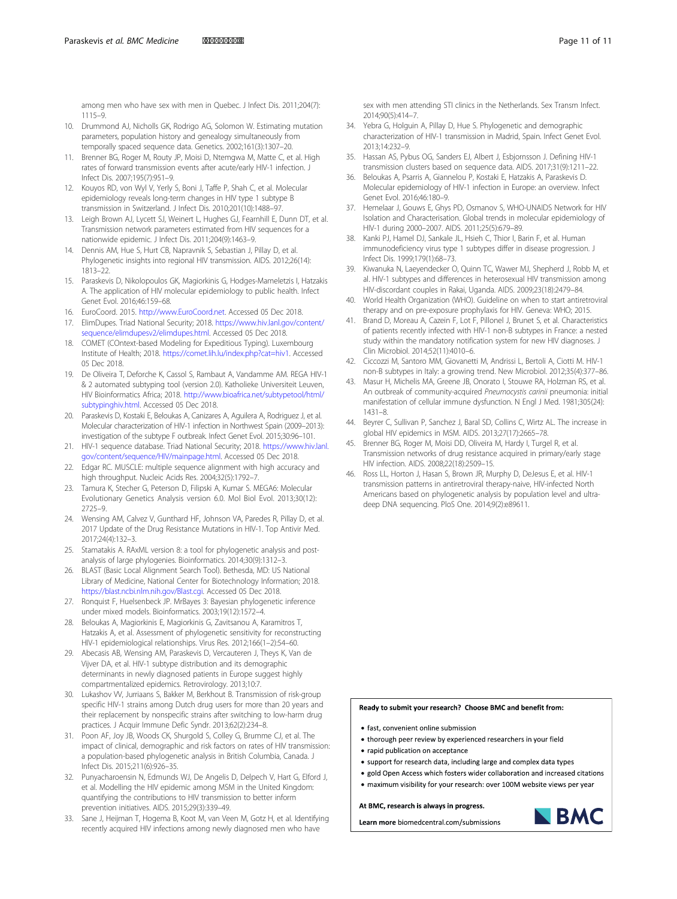among men who have sex with men in Quebec. J Infect Dis. 2011;204(7):1115–9.

10. Drummond AJ, Nicholls GK, Rodrigo AG, Solomon W. Estimating mutation parameters, population history and genealogy simultaneously from temporally spaced sequence data. Genetics. 2002;161(3):1307–20.
11. Brenner BG, Roger M, Routy JP, Moisi D, Ntemgwa M, Matte C, et al. High rates of forward transmission events after acute/early HIV-1 infection. J Infect Dis. 2007;195(7):951–9.
12. Kouyos RD, von Wyl V, Yerly S, Boni J, Taffe P, Shah C, et al. Molecular epidemiology reveals long-term changes in HIV type 1 subtype B transmission in Switzerland. J Infect Dis. 2010;201(10):1488–97.
13. Leigh Brown AJ, Lycett SJ, Weinert L, Hughes GJ, Fearnhill E, Dunn DT, et al. Transmission network parameters estimated from HIV sequences for a nationwide epidemic. J Infect Dis. 2011;204(9):1463–9.
14. Dennis AM, Hue S, Hurt CB, Napravnik S, Sebastian J, Pillay D, et al. Phylogenetic insights into regional HIV transmission. AIDS. 2012;26(14):1813–22.
15. Paraskevis D, Nikolopoulos GK, Magiorkinis G, Hodges-Mameletzis I, Hatzakis A. The application of HIV molecular epidemiology to public health. Infect Genet Evol. 2016;46:159–68.
16. EuroCoord. 2015. http://www.EuroCoord.net. Accessed 05 Dec 2018.
17. ElimDupes. Triad National Security; 2018. https://www.hiv.lanl.gov/content/sequence/elimdupesv2/elimdupes.html. Accessed 05 Dec 2018.
18. COMET (COntext-based Modeling for Expeditious Typing). Luxembourg Institute of Health; 2018. https://comet.lih.lu/index.php?cat=hiv1. Accessed 05 Dec 2018.
19. De Oliveira T, Deforche K, Cassol S, Rambaut A, Vandamme AM. REGA HIV-1 & 2 automated subtyping tool (version 2.0). Katholieke Universiteit Leuven, HIV Bioinformatics Africa; 2018. http://www.bioafrica.net/subtypetool/html/subtypinghiv.html. Accessed 05 Dec 2018.
20. Paraskevis D, Kostaki E, Beloukas A, Canizares A, Aguilera A, Rodriguez J, et al. Molecular characterization of HIV-1 infection in Northwest Spain (2009–2013): investigation of the subtype F outbreak. Infect Genet Evol. 2015;30:96–101.
21. HIV-1 sequence database. Triad National Security; 2018. https://www.hiv.lanl.gov/content/sequence/HIV/mainpage.html. Accessed 05 Dec 2018.
22. Edgar RC. MUSCLE: multiple sequence alignment with high accuracy and high throughput. Nucleic Acids Res. 2004;32(5):1792–7.
23. Tamura K, Stecher G, Peterson D, Filipski A, Kumar S. MEGA6: Molecular Evolutionary Genetics Analysis version 6.0. Mol Biol Evol. 2013;30(12):2725–9.
24. Wensing AM, Calvez V, Gunthard HF, Johnson VA, Paredes R, Pillay D, et al. 2017 Update of the Drug Resistance Mutations in HIV-1. Top Antivir Med. 2017;24(4):132–3.
25. Stamatakis A. RAxML version 8: a tool for phylogenetic analysis and post-analysis of large phylogenies. Bioinformatics. 2014;30(9):1312–3.
26. BLAST (Basic Local Alignment Search Tool). Bethesda, MD: US National Library of Medicine, National Center for Biotechnology Information; 2018. https://blast.ncbi.nlm.nih.gov/Blast.cgi. Accessed 05 Dec 2018.
27. Ronquist F, Huelsenbeck JP. MrBayes 3: Bayesian phylogenetic inference under mixed models. Bioinformatics. 2003;19(12):1572–4.
28. Beloukas A, Magiorkinis E, Magiorkinis G, Zavitsanou A, Karamitros T, Hatzakis A, et al. Assessment of phylogenetic sensitivity for reconstructing HIV-1 epidemiological relationships. Virus Res. 2012;166(1–2):54–60.
29. Abecasis AB, Wensing AM, Paraskevis D, Vercauteren J, Theys K, Van de Vijver DA, et al. HIV-1 subtype distribution and its demographic determinants in newly diagnosed patients in Europe suggest highly compartmentalized epidemics. Retrovirology. 2013;10:7.
30. Lukashov VV, Jurriaans S, Bakker M, Berkhout B. Transmission of risk-group specific HIV-1 strains among Dutch drug users for more than 20 years and their replacement by nonspecific strains after switching to low-harm drug practices. J Acquir Immune Defic Syndr. 2013;62(2):234–8.
31. Poon AF, Joy JB, Woods CK, Shurgold S, Colley G, Brumme CJ, et al. The impact of clinical, demographic and risk factors on rates of HIV transmission: a population-based phylogenetic analysis in British Columbia, Canada. J Infect Dis. 2015;211(6):926–35.
32. Punyacharoensin N, Edmunds WJ, De Angelis D, Delpech V, Hart G, Elford J, et al. Modelling the HIV epidemic among MSM in the United Kingdom: quantifying the contributions to HIV transmission to better inform prevention initiatives. AIDS. 2015;29(3):339–49.
33. Sane J, Heijman T, Hogema B, Koot M, van Veen M, Gotz H, et al. Identifying recently acquired HIV infections among newly diagnosed men who have sex with men attending STI clinics in the Netherlands. Sex Transm Infect. 2014;90(5):414–7.
34. Yebra G, Holguin A, Pillay D, Hue S. Phylogenetic and demographic characterization of HIV-1 transmission in Madrid, Spain. Infect Genet Evol. 2013;14:232–9.
35. Hassan AS, Pybus OG, Sanders EJ, Albert J, Esbjornsson J. Defining HIV-1 transmission clusters based on sequence data. AIDS. 2017;31(9):1211–22.
36. Beloukas A, Psarris A, Giannelou P, Kostaki E, Hatzakis A, Paraskevis D. Molecular epidemiology of HIV-1 infection in Europe: an overview. Infect Genet Evol. 2016;46:180–9.
37. Hemelaar J, Gouws E, Ghys PD, Osmanov S, WHO-UNAIDS Network for HIV Isolation and Characterisation. Global trends in molecular epidemiology of HIV-1 during 2000–2007. AIDS. 2011;25(5):679–89.
38. Kanki PJ, Hamel DJ, Sankale JL, Hsieh C, Thior I, Barin F, et al. Human immunodeficiency virus type 1 subtypes differ in disease progression. J Infect Dis. 1999;179(1):68–73.
39. Kiwanuka N, Laeyendecker O, Quinn TC, Wawer MJ, Shepherd J, Robb M, et al. HIV-1 subtypes and differences in heterosexual HIV transmission among HIV-discordant couples in Rakai, Uganda. AIDS. 2009;23(18):2479–84.
40. World Health Organization (WHO). Guideline on when to start antiretroviral therapy and on pre-exposure prophylaxis for HIV. Geneva: WHO; 2015.
41. Brand D, Moreau A, Cazein F, Lot F, Pillonel J, Brunet S, et al. Characteristics of patients recently infected with HIV-1 non-B subtypes in France: a nested study within the mandatory notification system for new HIV diagnoses. J Clin Microbiol. 2014;52(11):4010–6.
42. Ciccozzi M, Santoro MM, Giovanetti M, Andrissi L, Bertoli A, Ciotti M. HIV-1 non-B subtypes in Italy: a growing trend. New Microbiol. 2012;35(4):377–86.
43. Masur H, Michelis MA, Greene JB, Onorato I, Stouwe RA, Holzman RS, et al. An outbreak of community-acquired *Pneumocystis carinii* pneumonia: initial manifestation of cellular immune dysfunction. N Engl J Med. 1981;305(24):1431–8.
44. Beyrer C, Sullivan P, Sanchez J, Baral SD, Collins C, Wirtz AL. The increase in global HIV epidemics in MSM. AIDS. 2013;27(17):2665–78.
45. Brenner BG, Roger M, Moisi DD, Oliveira M, Hardy I, Turgel R, et al. Transmission networks of drug resistance acquired in primary/early stage HIV infection. AIDS. 2008;22(18):2509–15.
46. Ross LL, Horton J, Hasan S, Brown JR, Murphy D, DeJesus E, et al. HIV-1 transmission patterns in antiretroviral therapy-naive, HIV-infected North Americans based on phylogenetic analysis by population level and ultra-deep DNA sequencing. PloS One. 2014;9(2):e89611.

**Ready to submit your research? Choose BMC and benefit from:**

- fast, convenient online submission
- thorough peer review by experienced researchers in your field
- rapid publication on acceptance
- support for research data, including large and complex data types
- gold Open Access which fosters wider collaboration and increased citations
- maximum visibility for your research: over 100M website views per year

**At BMC, research is always in progress.**

**Learn more** biomedcentral.com/submissions

BMC